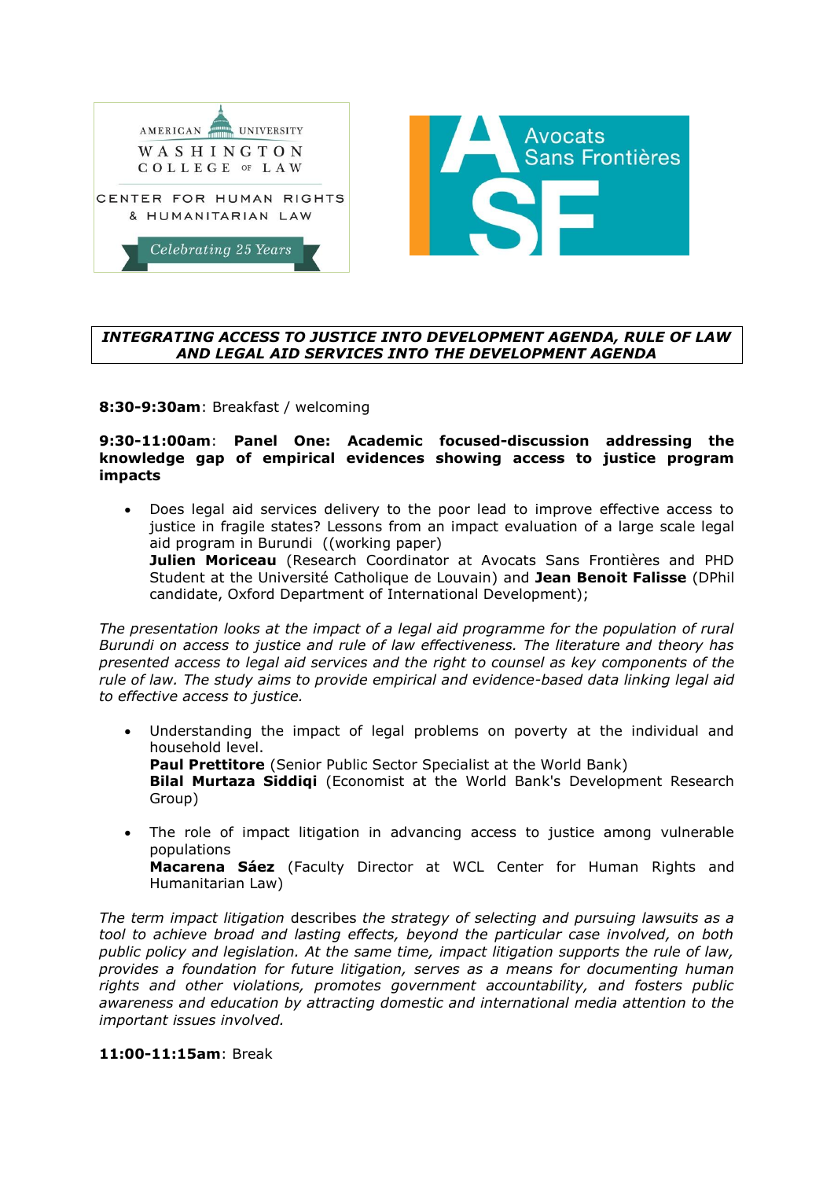AMERICAN UNIVERSITY WASHINGTON COLLEGE OF LAW

CENTER FOR HUMAN RIGHTS & HUMANITARIAN LAW

*Celebrating 25 Years*

Avocats Sans Frontières

**_INTEGRATING ACCESS TO JUSTICE INTO DEVELOPMENT AGENDA, RULE OF LAW AND LEGAL AID SERVICES INTO THE DEVELOPMENT AGENDA_**

**8:30-9:30am**: Breakfast / welcoming

**9:30-11:00am**: **Panel One: Academic focused-discussion addressing the knowledge gap of empirical evidences showing access to justice program impacts**

- Does legal aid services delivery to the poor lead to improve effective access to justice in fragile states? Lessons from an impact evaluation of a large scale legal aid program in Burundi ((working paper)
  **Julien Moriceau** (Research Coordinator at Avocats Sans Frontières and PHD Student at the Université Catholique de Louvain) and **Jean Benoit Falisse** (DPhil candidate, Oxford Department of International Development);

*The presentation looks at the impact of a legal aid programme for the population of rural Burundi on access to justice and rule of law effectiveness. The literature and theory has presented access to legal aid services and the right to counsel as key components of the rule of law. The study aims to provide empirical and evidence-based data linking legal aid to effective access to justice.*

- Understanding the impact of legal problems on poverty at the individual and household level.
  **Paul Prettitore** (Senior Public Sector Specialist at the World Bank)
  **Bilal Murtaza Siddiqi** (Economist at the World Bank's Development Research Group)

- The role of impact litigation in advancing access to justice among vulnerable populations
  **Macarena Sáez** (Faculty Director at WCL Center for Human Rights and Humanitarian Law)

*The term impact litigation* describes *the strategy of selecting and pursuing lawsuits as a tool to achieve broad and lasting effects, beyond the particular case involved, on both public policy and legislation. At the same time, impact litigation supports the rule of law, provides a foundation for future litigation, serves as a means for documenting human rights and other violations, promotes government accountability, and fosters public awareness and education by attracting domestic and international media attention to the important issues involved.*

**11:00-11:15am**: Break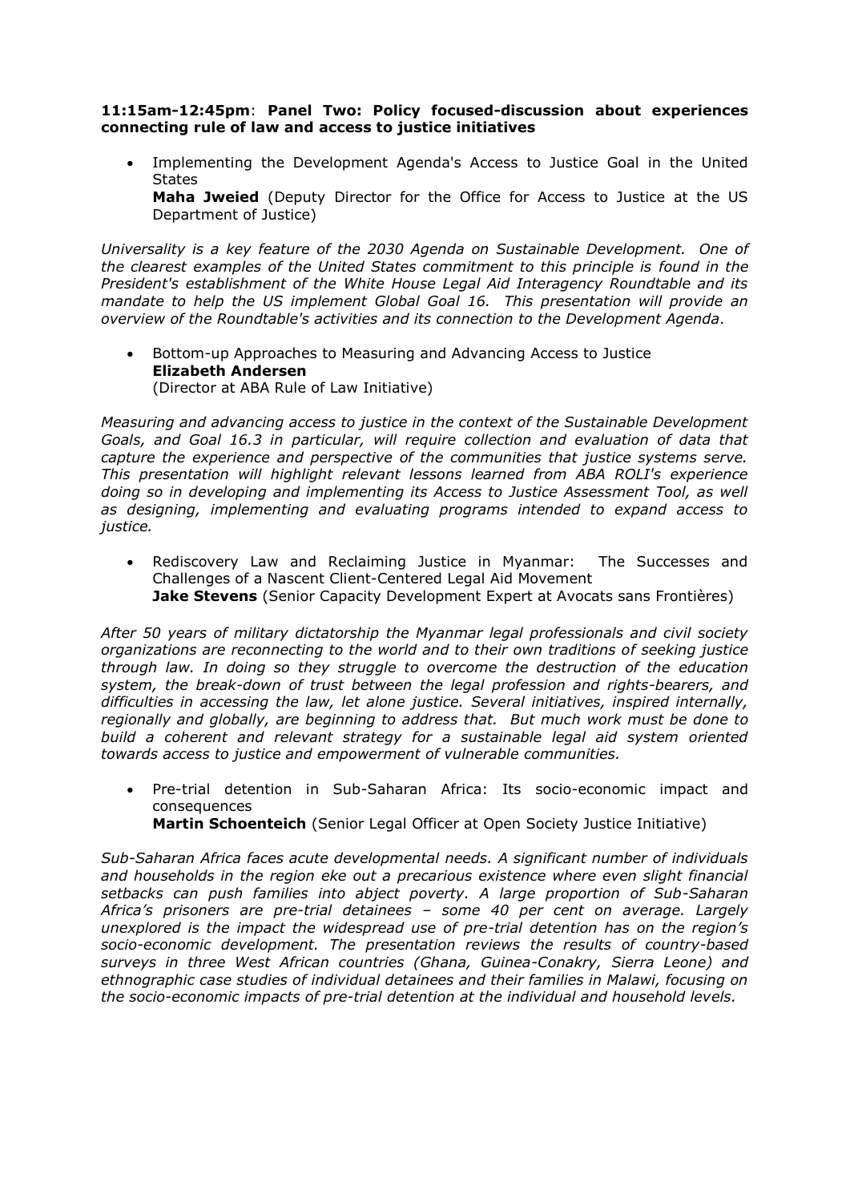**11:15am-12:45pm**: **Panel Two: Policy focused-discussion about experiences connecting rule of law and access to justice initiatives**

- Implementing the Development Agenda's Access to Justice Goal in the United States
  **Maha Jweied** (Deputy Director for the Office for Access to Justice at the US Department of Justice)

*Universality is a key feature of the 2030 Agenda on Sustainable Development. One of the clearest examples of the United States commitment to this principle is found in the President's establishment of the White House Legal Aid Interagency Roundtable and its mandate to help the US implement Global Goal 16. This presentation will provide an overview of the Roundtable's activities and its connection to the Development Agenda*.

- Bottom-up Approaches to Measuring and Advancing Access to Justice
  **Elizabeth Andersen**
  (Director at ABA Rule of Law Initiative)

*Measuring and advancing access to justice in the context of the Sustainable Development Goals, and Goal 16.3 in particular, will require collection and evaluation of data that capture the experience and perspective of the communities that justice systems serve. This presentation will highlight relevant lessons learned from ABA ROLI's experience doing so in developing and implementing its Access to Justice Assessment Tool, as well as designing, implementing and evaluating programs intended to expand access to justice.*

- Rediscovery Law and Reclaiming Justice in Myanmar: The Successes and Challenges of a Nascent Client-Centered Legal Aid Movement
  **Jake Stevens** (Senior Capacity Development Expert at Avocats sans Frontières)

*After 50 years of military dictatorship the Myanmar legal professionals and civil society organizations are reconnecting to the world and to their own traditions of seeking justice through law. In doing so they struggle to overcome the destruction of the education system, the break-down of trust between the legal profession and rights-bearers, and difficulties in accessing the law, let alone justice. Several initiatives, inspired internally, regionally and globally, are beginning to address that. But much work must be done to build a coherent and relevant strategy for a sustainable legal aid system oriented towards access to justice and empowerment of vulnerable communities.*

- Pre-trial detention in Sub-Saharan Africa: Its socio-economic impact and consequences
  **Martin Schoenteich** (Senior Legal Officer at Open Society Justice Initiative)

*Sub-Saharan Africa faces acute developmental needs. A significant number of individuals and households in the region eke out a precarious existence where even slight financial setbacks can push families into abject poverty. A large proportion of Sub-Saharan Africa's prisoners are pre-trial detainees – some 40 per cent on average. Largely unexplored is the impact the widespread use of pre-trial detention has on the region's socio-economic development. The presentation reviews the results of country-based surveys in three West African countries (Ghana, Guinea-Conakry, Sierra Leone) and ethnographic case studies of individual detainees and their families in Malawi, focusing on the socio-economic impacts of pre-trial detention at the individual and household levels.*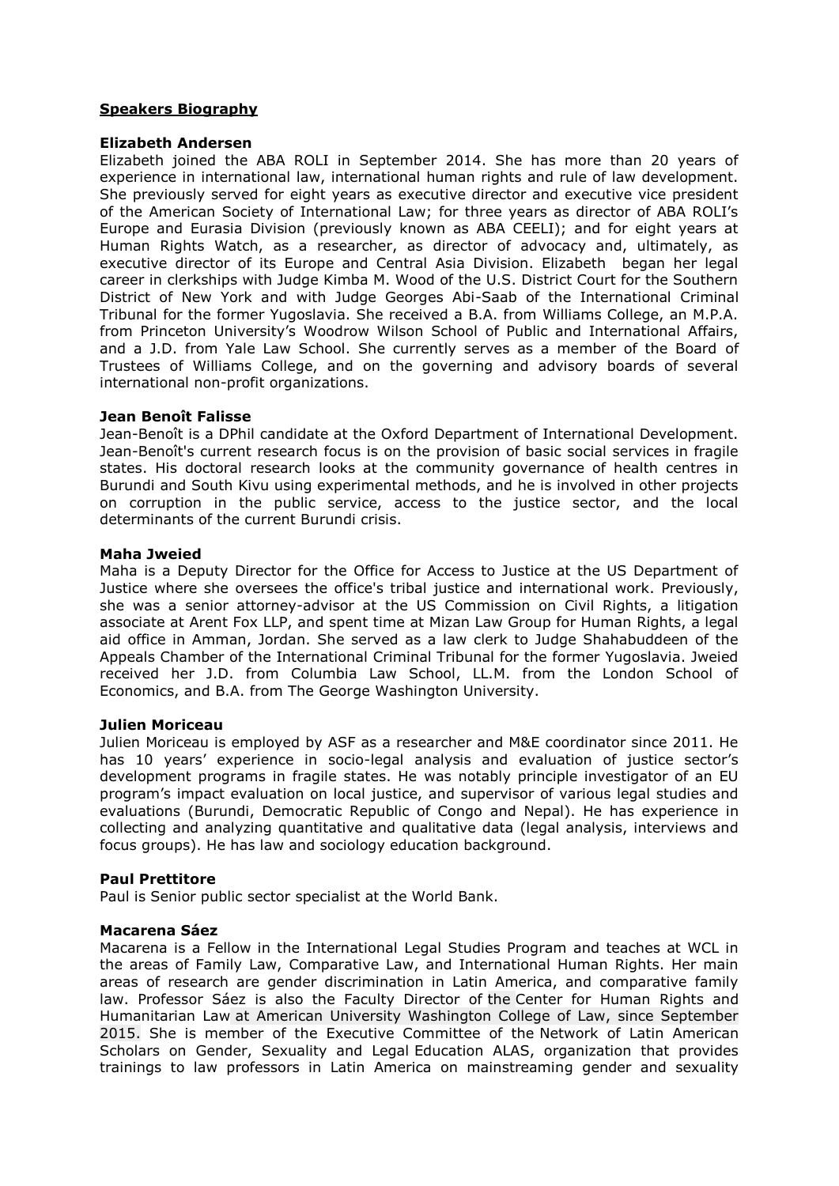**Speakers Biography**

**Elizabeth Andersen**

Elizabeth joined the ABA ROLI in September 2014. She has more than 20 years of experience in international law, international human rights and rule of law development. She previously served for eight years as executive director and executive vice president of the American Society of International Law; for three years as director of ABA ROLI's Europe and Eurasia Division (previously known as ABA CEELI); and for eight years at Human Rights Watch, as a researcher, as director of advocacy and, ultimately, as executive director of its Europe and Central Asia Division. Elizabeth began her legal career in clerkships with Judge Kimba M. Wood of the U.S. District Court for the Southern District of New York and with Judge Georges Abi-Saab of the International Criminal Tribunal for the former Yugoslavia. She received a B.A. from Williams College, an M.P.A. from Princeton University's Woodrow Wilson School of Public and International Affairs, and a J.D. from Yale Law School. She currently serves as a member of the Board of Trustees of Williams College, and on the governing and advisory boards of several international non-profit organizations.

**Jean Benoît Falisse**

Jean-Benoît is a DPhil candidate at the Oxford Department of International Development. Jean-Benoît's current research focus is on the provision of basic social services in fragile states. His doctoral research looks at the community governance of health centres in Burundi and South Kivu using experimental methods, and he is involved in other projects on corruption in the public service, access to the justice sector, and the local determinants of the current Burundi crisis.

**Maha Jweied**

Maha is a Deputy Director for the Office for Access to Justice at the US Department of Justice where she oversees the office's tribal justice and international work. Previously, she was a senior attorney-advisor at the US Commission on Civil Rights, a litigation associate at Arent Fox LLP, and spent time at Mizan Law Group for Human Rights, a legal aid office in Amman, Jordan. She served as a law clerk to Judge Shahabuddeen of the Appeals Chamber of the International Criminal Tribunal for the former Yugoslavia. Jweied received her J.D. from Columbia Law School, LL.M. from the London School of Economics, and B.A. from The George Washington University.

**Julien Moriceau**

Julien Moriceau is employed by ASF as a researcher and M&E coordinator since 2011. He has 10 years' experience in socio-legal analysis and evaluation of justice sector's development programs in fragile states. He was notably principle investigator of an EU program's impact evaluation on local justice, and supervisor of various legal studies and evaluations (Burundi, Democratic Republic of Congo and Nepal). He has experience in collecting and analyzing quantitative and qualitative data (legal analysis, interviews and focus groups). He has law and sociology education background.

**Paul Prettitore**

Paul is Senior public sector specialist at the World Bank.

**Macarena Sáez**

Macarena is a Fellow in the International Legal Studies Program and teaches at WCL in the areas of Family Law, Comparative Law, and International Human Rights. Her main areas of research are gender discrimination in Latin America, and comparative family law. Professor Sáez is also the Faculty Director of the Center for Human Rights and Humanitarian Law at American University Washington College of Law, since September 2015. She is member of the Executive Committee of the Network of Latin American Scholars on Gender, Sexuality and Legal Education ALAS, organization that provides trainings to law professors in Latin America on mainstreaming gender and sexuality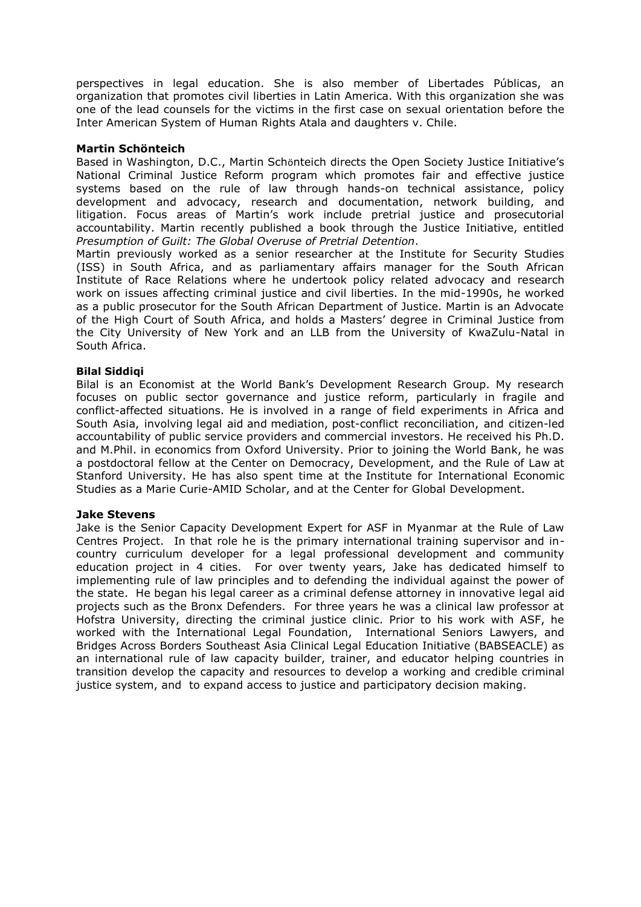perspectives in legal education. She is also member of Libertades Públicas, an organization that promotes civil liberties in Latin America. With this organization she was one of the lead counsels for the victims in the first case on sexual orientation before the Inter American System of Human Rights Atala and daughters v. Chile.

**Martin Schönteich**

Based in Washington, D.C., Martin Schönteich directs the Open Society Justice Initiative's National Criminal Justice Reform program which promotes fair and effective justice systems based on the rule of law through hands-on technical assistance, policy development and advocacy, research and documentation, network building, and litigation. Focus areas of Martin's work include pretrial justice and prosecutorial accountability. Martin recently published a book through the Justice Initiative, entitled *Presumption of Guilt: The Global Overuse of Pretrial Detention*.

Martin previously worked as a senior researcher at the Institute for Security Studies (ISS) in South Africa, and as parliamentary affairs manager for the South African Institute of Race Relations where he undertook policy related advocacy and research work on issues affecting criminal justice and civil liberties. In the mid-1990s, he worked as a public prosecutor for the South African Department of Justice. Martin is an Advocate of the High Court of South Africa, and holds a Masters' degree in Criminal Justice from the City University of New York and an LLB from the University of KwaZulu-Natal in South Africa.

**Bilal Siddiqi**

Bilal is an Economist at the World Bank's Development Research Group. My research focuses on public sector governance and justice reform, particularly in fragile and conflict-affected situations. He is involved in a range of field experiments in Africa and South Asia, involving legal aid and mediation, post-conflict reconciliation, and citizen-led accountability of public service providers and commercial investors. He received his Ph.D. and M.Phil. in economics from Oxford University. Prior to joining the World Bank, he was a postdoctoral fellow at the Center on Democracy, Development, and the Rule of Law at Stanford University. He has also spent time at the Institute for International Economic Studies as a Marie Curie-AMID Scholar, and at the Center for Global Development.

**Jake Stevens**

Jake is the Senior Capacity Development Expert for ASF in Myanmar at the Rule of Law Centres Project. In that role he is the primary international training supervisor and in-country curriculum developer for a legal professional development and community education project in 4 cities. For over twenty years, Jake has dedicated himself to implementing rule of law principles and to defending the individual against the power of the state. He began his legal career as a criminal defense attorney in innovative legal aid projects such as the Bronx Defenders. For three years he was a clinical law professor at Hofstra University, directing the criminal justice clinic. Prior to his work with ASF, he worked with the International Legal Foundation, International Seniors Lawyers, and Bridges Across Borders Southeast Asia Clinical Legal Education Initiative (BABSEACLE) as an international rule of law capacity builder, trainer, and educator helping countries in transition develop the capacity and resources to develop a working and credible criminal justice system, and to expand access to justice and participatory decision making.